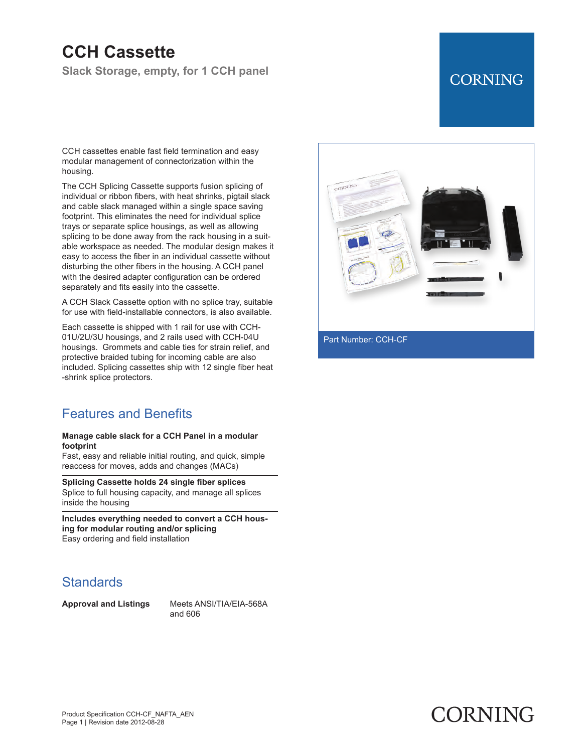# CCH Cassette

## Slack Storage, empty, for 1 CCH panel

CORNING

CCH cassettes enable fast field termination and easy modular management of connectorization within the housing.

The CCH Splicing Cassette supports fusion splicing of individual or ribbon fibers, with heat shrinks, pigtail slack and cable slack managed within a single space saving footprint. This eliminates the need for individual splice trays or separate splice housings, as well as allowing splicing to be done away from the rack housing in a suitable workspace as needed. The modular design makes it easy to access the fiber in an individual cassette without disturbing the other fibers in the housing. A CCH panel with the desired adapter configuration can be ordered separately and fits easily into the cassette.

A CCH Slack Cassette option with no splice tray, suitable for use with field-installable connectors, is also available.

Each cassette is shipped with 1 rail for use with CCH-01U/2U/3U housings, and 2 rails used with CCH-04U housings. Grommets and cable ties for strain relief, and protective braided tubing for incoming cable are also included. Splicing cassettes ship with 12 single fiber heat-shrink splice protectors.

Part Number: CCH-CF

## Features and Benefits

**Manage cable slack for a CCH Panel in a modular footprint**
Fast, easy and reliable initial routing, and quick, simple reaccess for moves, adds and changes (MACs)

**Splicing Cassette holds 24 single fiber splices**
Splice to full housing capacity, and manage all splices inside the housing

**Includes everything needed to convert a CCH housing for modular routing and/or splicing**
Easy ordering and field installation

## Standards

| | |
|---|---|
| **Approval and Listings** | Meets ANSI/TIA/EIA-568A and 606 |

Product Specification CCH-CF_NAFTA_AEN
Revision date 2012-08-28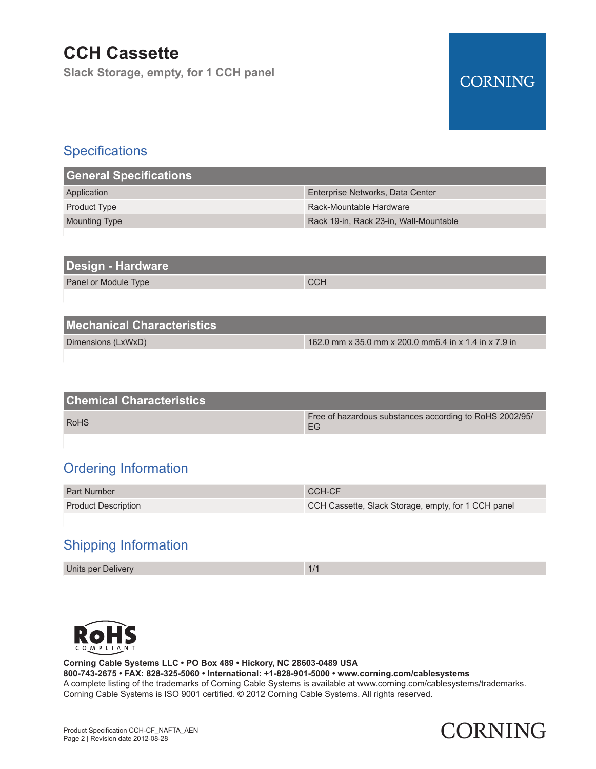# CCH Cassette

**Slack Storage, empty, for 1 CCH panel**

## Specifications

| General Specifications | |
|---|---|
| Application | Enterprise Networks, Data Center |
| Product Type | Rack-Mountable Hardware |
| Mounting Type | Rack 19-in, Rack 23-in, Wall-Mountable |

| Design - Hardware | |
|---|---|
| Panel or Module Type | CCH |

| Mechanical Characteristics | |
|---|---|
| Dimensions (LxWxD) | 162.0 mm x 35.0 mm x 200.0 mm6.4 in x 1.4 in x 7.9 in |

| Chemical Characteristics | |
|---|---|
| RoHS | Free of hazardous substances according to RoHS 2002/95/EG |

## Ordering Information

| | |
|---|---|
| Part Number | CCH-CF |
| Product Description | CCH Cassette, Slack Storage, empty, for 1 CCH panel |

## Shipping Information

| | |
|---|---|
| Units per Delivery | 1/1 |

**Corning Cable Systems LLC • PO Box 489 • Hickory, NC 28603-0489 USA**
**800-743-2675 • FAX: 828-325-5060 • International: +1-828-901-5000 • www.corning.com/cablesystems**
A complete listing of the trademarks of Corning Cable Systems is available at www.corning.com/cablesystems/trademarks.
Corning Cable Systems is ISO 9001 certified. © 2012 Corning Cable Systems. All rights reserved.

Product Specification CCH-CF_NAFTA_AEN
Page 2 | Revision date 2012-08-28